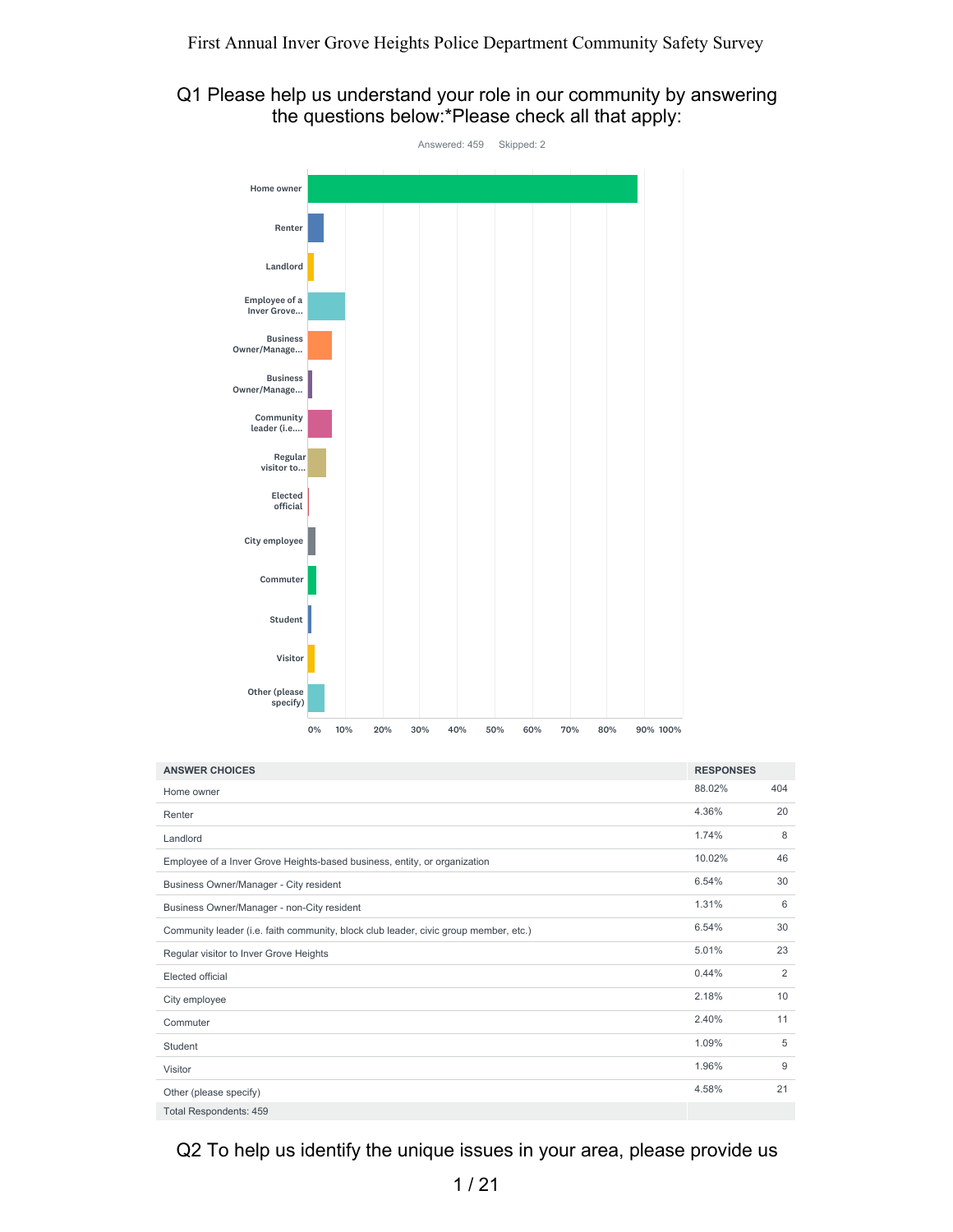First Annual Inver Grove Heights Police Department Community Safety Survey

## Q1 Please help us understand your role in our community by answering the questions below:*Please check all that apply:

Answered: 459 Skipped: 2

| ANSWER CHOICES | RESPONSES | |
|---|---|---|
| Home owner | 88.02% | 404 |
| Renter | 4.36% | 20 |
| Landlord | 1.74% | 8 |
| Employee of a Inver Grove Heights-based business, entity, or organization | 10.02% | 46 |
| Business Owner/Manager - City resident | 6.54% | 30 |
| Business Owner/Manager - non-City resident | 1.31% | 6 |
| Community leader (i.e. faith community, block club leader, civic group member, etc.) | 6.54% | 30 |
| Regular visitor to Inver Grove Heights | 5.01% | 23 |
| Elected official | 0.44% | 2 |
| City employee | 2.18% | 10 |
| Commuter | 2.40% | 11 |
| Student | 1.09% | 5 |
| Visitor | 1.96% | 9 |
| Other (please specify) | 4.58% | 21 |
| Total Respondents: 459 | | |

## Q2 To help us identify the unique issues in your area, please provide us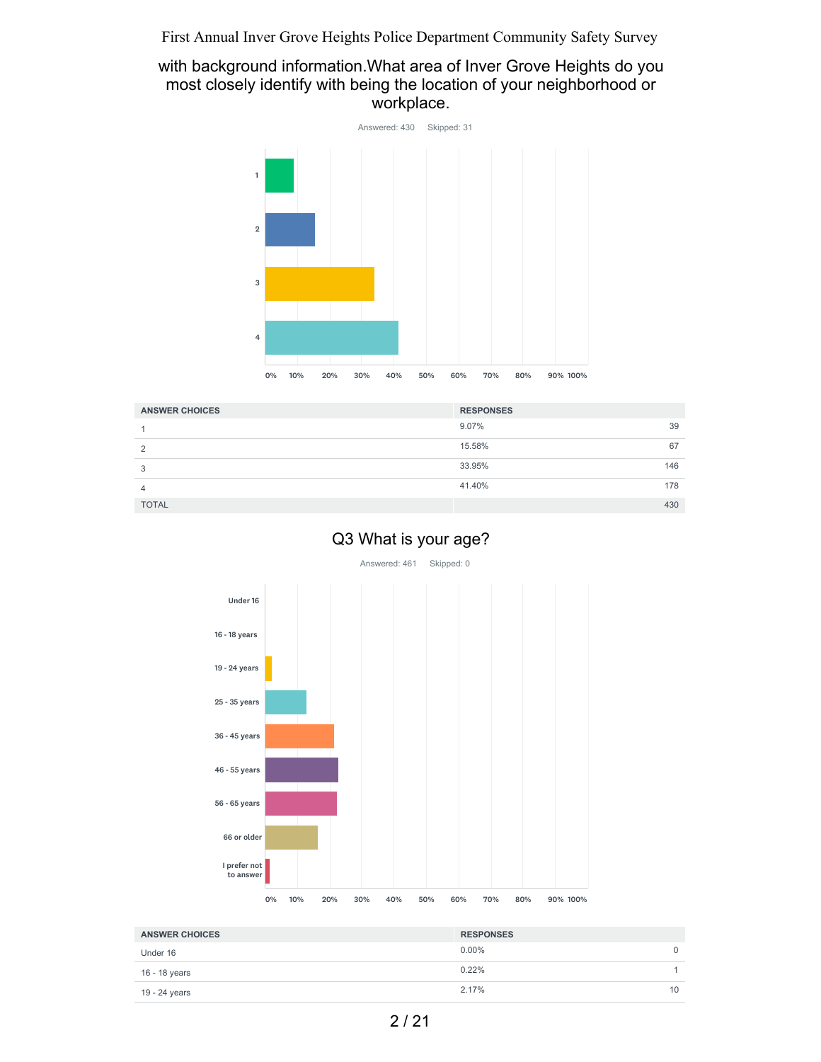with background information.What area of Inver Grove Heights do you most closely identify with being the location of your neighborhood or workplace.

Answered: 430 Skipped: 31

| ANSWER CHOICES | RESPONSES | |
|---|---|---|
| 1 | 9.07% | 39 |
| 2 | 15.58% | 67 |
| 3 | 33.95% | 146 |
| 4 | 41.40% | 178 |
| TOTAL | | 430 |

## Q3 What is your age?

Answered: 461 Skipped: 0

| ANSWER CHOICES | RESPONSES | |
|---|---|---|
| Under 16 | 0.00% | 0 |
| 16 - 18 years | 0.22% | 1 |
| 19 - 24 years | 2.17% | 10 |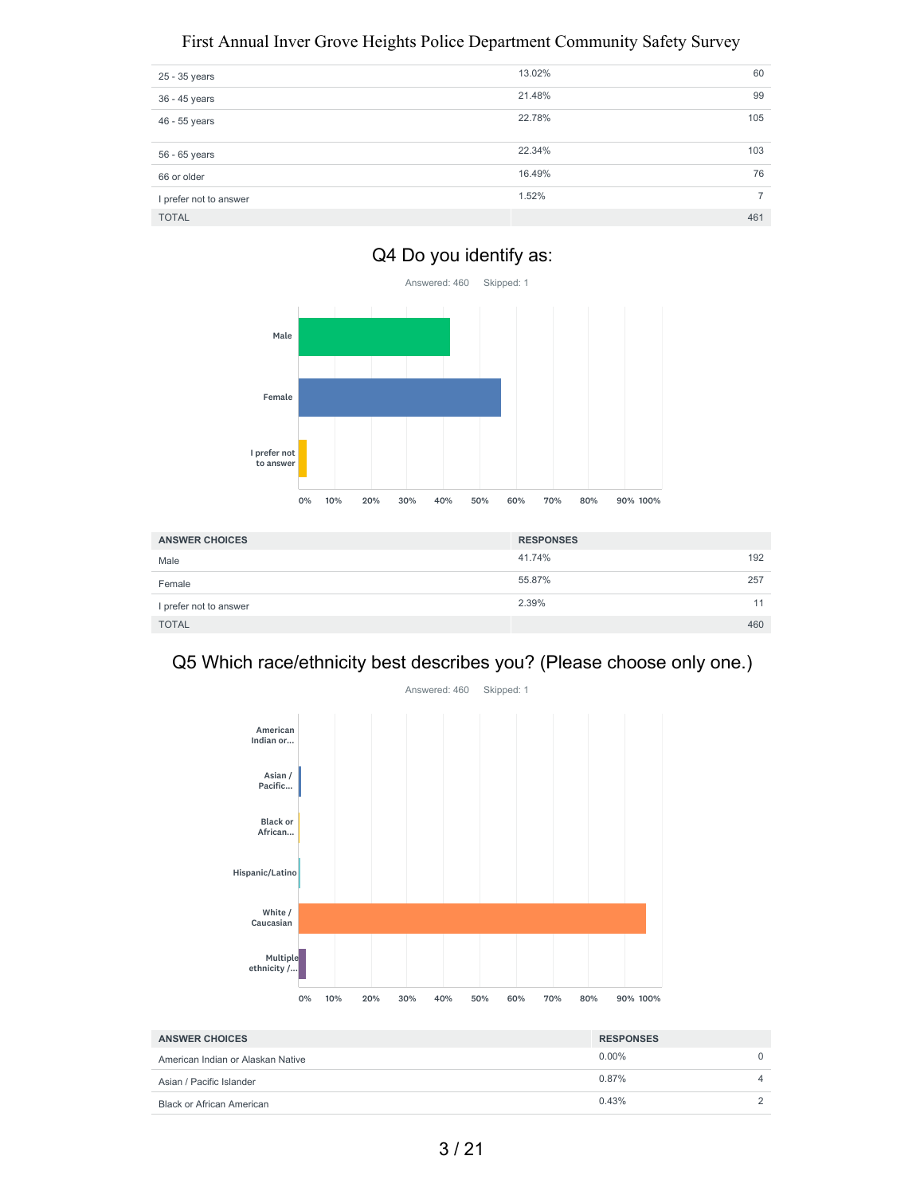| | | |
|---|---|---|
| 25 - 35 years | 13.02% | 60 |
| 36 - 45 years | 21.48% | 99 |
| 46 - 55 years | 22.78% | 105 |
| 56 - 65 years | 22.34% | 103 |
| 66 or older | 16.49% | 76 |
| I prefer not to answer | 1.52% | 7 |
| TOTAL | | 461 |

## Q4 Do you identify as:

Answered: 460 Skipped: 1

| ANSWER CHOICES | RESPONSES | |
|---|---|---|
| Male | 41.74% | 192 |
| Female | 55.87% | 257 |
| I prefer not to answer | 2.39% | 11 |
| TOTAL | | 460 |

## Q5 Which race/ethnicity best describes you? (Please choose only one.)

Answered: 460 Skipped: 1

| ANSWER CHOICES | RESPONSES | |
|---|---|---|
| American Indian or Alaskan Native | 0.00% | 0 |
| Asian / Pacific Islander | 0.87% | 4 |
| Black or African American | 0.43% | 2 |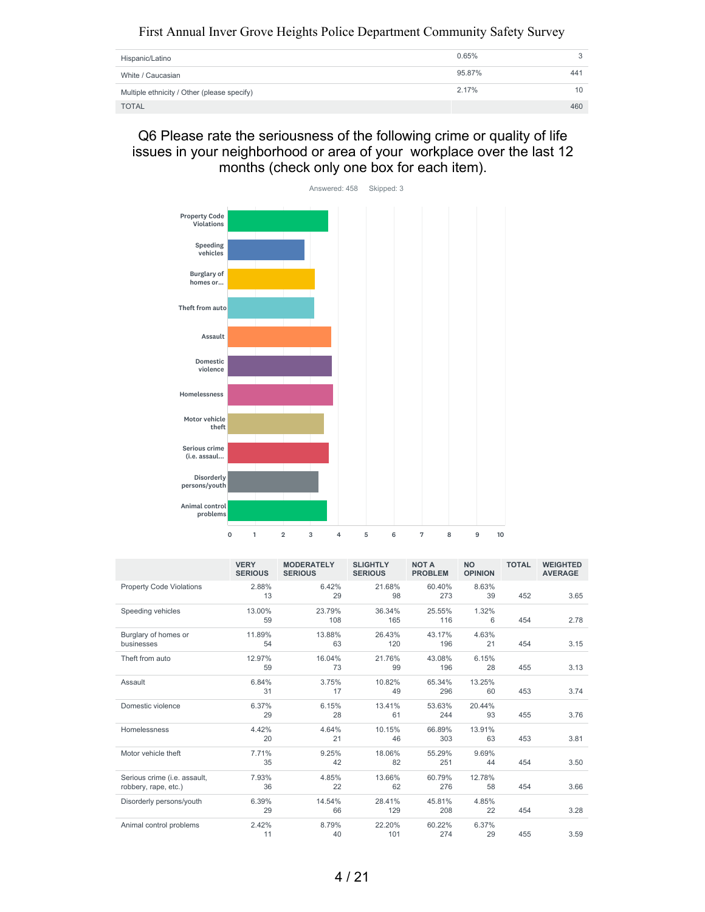| | | |
|---|---|---|
| Hispanic/Latino | 0.65% | 3 |
| White / Caucasian | 95.87% | 441 |
| Multiple ethnicity / Other (please specify) | 2.17% | 10 |
| TOTAL | | 460 |

## Q6 Please rate the seriousness of the following crime or quality of life issues in your neighborhood or area of your workplace over the last 12 months (check only one box for each item).

Answered: 458 Skipped: 3

| | VERY SERIOUS | MODERATELY SERIOUS | SLIGHTLY SERIOUS | NOT A PROBLEM | NO OPINION | TOTAL | WEIGHTED AVERAGE |
|---|---|---|---|---|---|---|---|
| Property Code Violations | 2.88% 13 | 6.42% 29 | 21.68% 98 | 60.40% 273 | 8.63% 39 | 452 | 3.65 |
| Speeding vehicles | 13.00% 59 | 23.79% 108 | 36.34% 165 | 25.55% 116 | 1.32% 6 | 454 | 2.78 |
| Burglary of homes or businesses | 11.89% 54 | 13.88% 63 | 26.43% 120 | 43.17% 196 | 4.63% 21 | 454 | 3.15 |
| Theft from auto | 12.97% 59 | 16.04% 73 | 21.76% 99 | 43.08% 196 | 6.15% 28 | 455 | 3.13 |
| Assault | 6.84% 31 | 3.75% 17 | 10.82% 49 | 65.34% 296 | 13.25% 60 | 453 | 3.74 |
| Domestic violence | 6.37% 29 | 6.15% 28 | 13.41% 61 | 53.63% 244 | 20.44% 93 | 455 | 3.76 |
| Homelessness | 4.42% 20 | 4.64% 21 | 10.15% 46 | 66.89% 303 | 13.91% 63 | 453 | 3.81 |
| Motor vehicle theft | 7.71% 35 | 9.25% 42 | 18.06% 82 | 55.29% 251 | 9.69% 44 | 454 | 3.50 |
| Serious crime (i.e. assault, robbery, rape, etc.) | 7.93% 36 | 4.85% 22 | 13.66% 62 | 60.79% 276 | 12.78% 58 | 454 | 3.66 |
| Disorderly persons/youth | 6.39% 29 | 14.54% 66 | 28.41% 129 | 45.81% 208 | 4.85% 22 | 454 | 3.28 |
| Animal control problems | 2.42% 11 | 8.79% 40 | 22.20% 101 | 60.22% 274 | 6.37% 29 | 455 | 3.59 |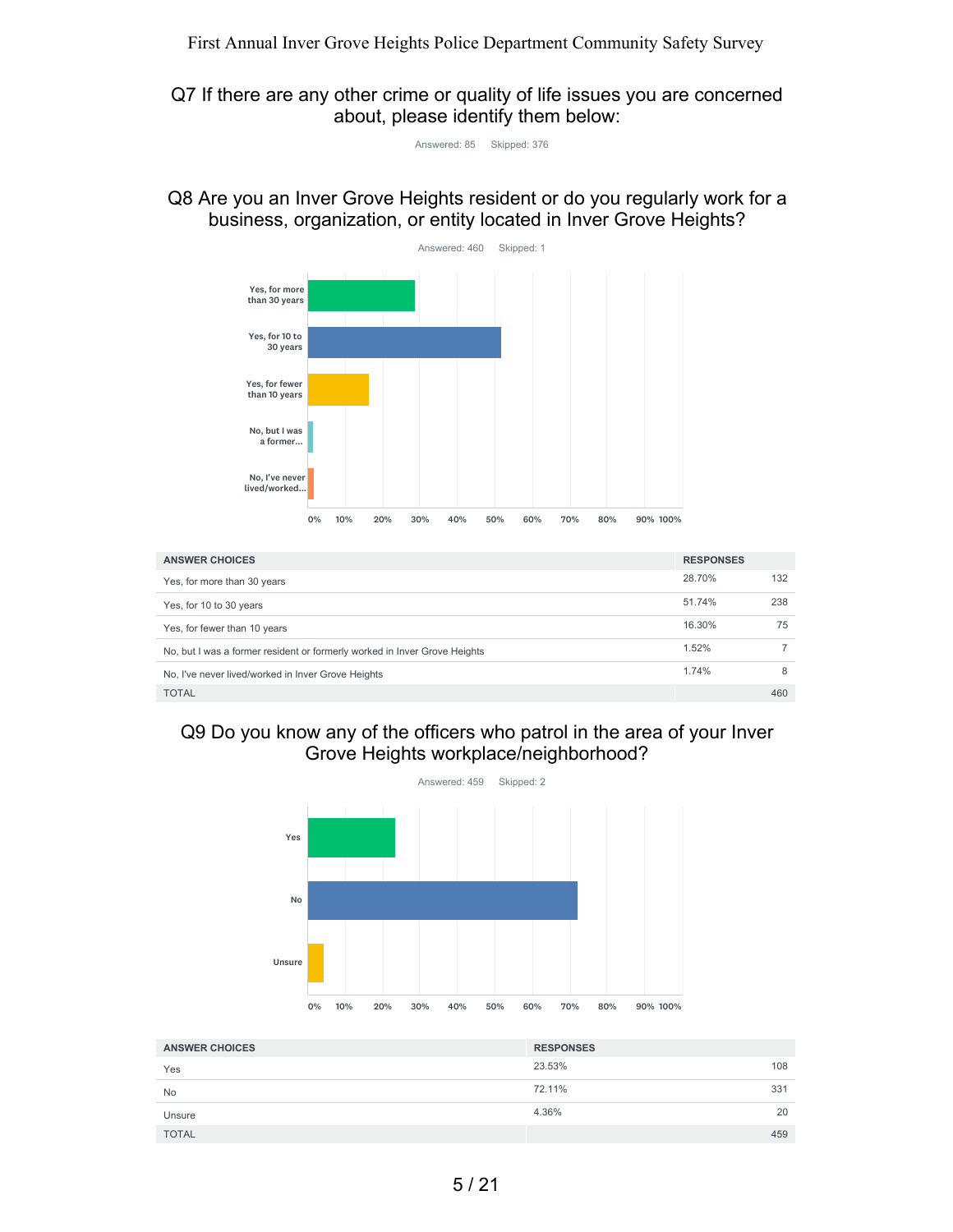## Q7 If there are any other crime or quality of life issues you are concerned about, please identify them below:

Answered: 85 Skipped: 376

## Q8 Are you an Inver Grove Heights resident or do you regularly work for a business, organization, or entity located in Inver Grove Heights?

Answered: 460 Skipped: 1

| ANSWER CHOICES | RESPONSES | |
|---|---|---|
| Yes, for more than 30 years | 28.70% | 132 |
| Yes, for 10 to 30 years | 51.74% | 238 |
| Yes, for fewer than 10 years | 16.30% | 75 |
| No, but I was a former resident or formerly worked in Inver Grove Heights | 1.52% | 7 |
| No, I've never lived/worked in Inver Grove Heights | 1.74% | 8 |
| TOTAL | | 460 |

## Q9 Do you know any of the officers who patrol in the area of your Inver Grove Heights workplace/neighborhood?

Answered: 459 Skipped: 2

| ANSWER CHOICES | RESPONSES | |
|---|---|---|
| Yes | 23.53% | 108 |
| No | 72.11% | 331 |
| Unsure | 4.36% | 20 |
| TOTAL | | 459 |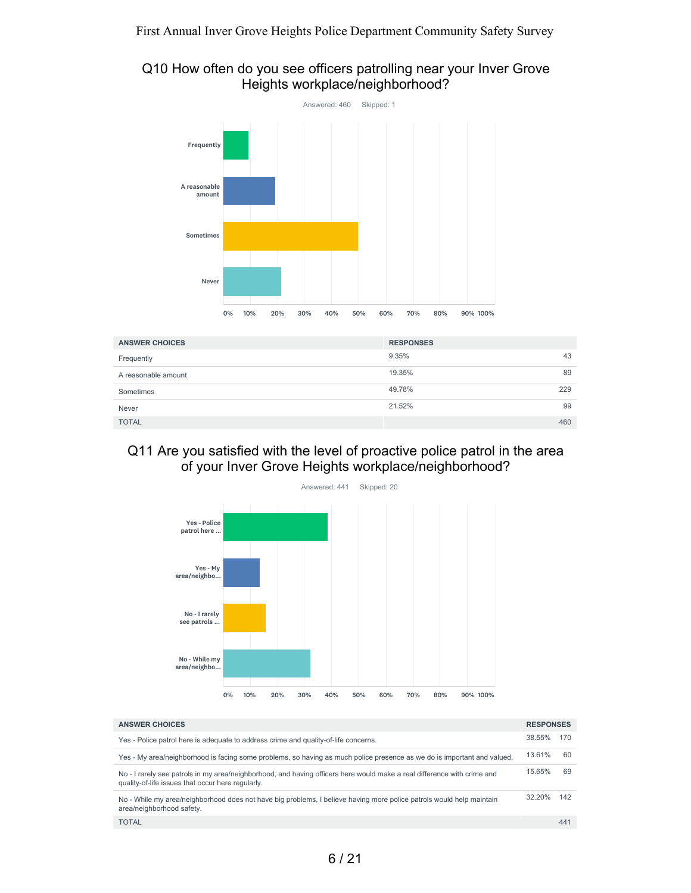## Q10 How often do you see officers patrolling near your Inver Grove Heights workplace/neighborhood?

Answered: 460 Skipped: 1

| ANSWER CHOICES | RESPONSES | |
|---|---|---|
| Frequently | 9.35% | 43 |
| A reasonable amount | 19.35% | 89 |
| Sometimes | 49.78% | 229 |
| Never | 21.52% | 99 |
| TOTAL | | 460 |

## Q11 Are you satisfied with the level of proactive police patrol in the area of your Inver Grove Heights workplace/neighborhood?

Answered: 441 Skipped: 20

| ANSWER CHOICES | RESPONSES | |
|---|---|---|
| Yes - Police patrol here is adequate to address crime and quality-of-life concerns. | 38.55% | 170 |
| Yes - My area/neighborhood is facing some problems, so having as much police presence as we do is important and valued. | 13.61% | 60 |
| No - I rarely see patrols in my area/neighborhood, and having officers here would make a real difference with crime and quality-of-life issues that occur here regularly. | 15.65% | 69 |
| No - While my area/neighborhood does not have big problems, I believe having more police patrols would help maintain area/neighborhood safety. | 32.20% | 142 |
| TOTAL | | 441 |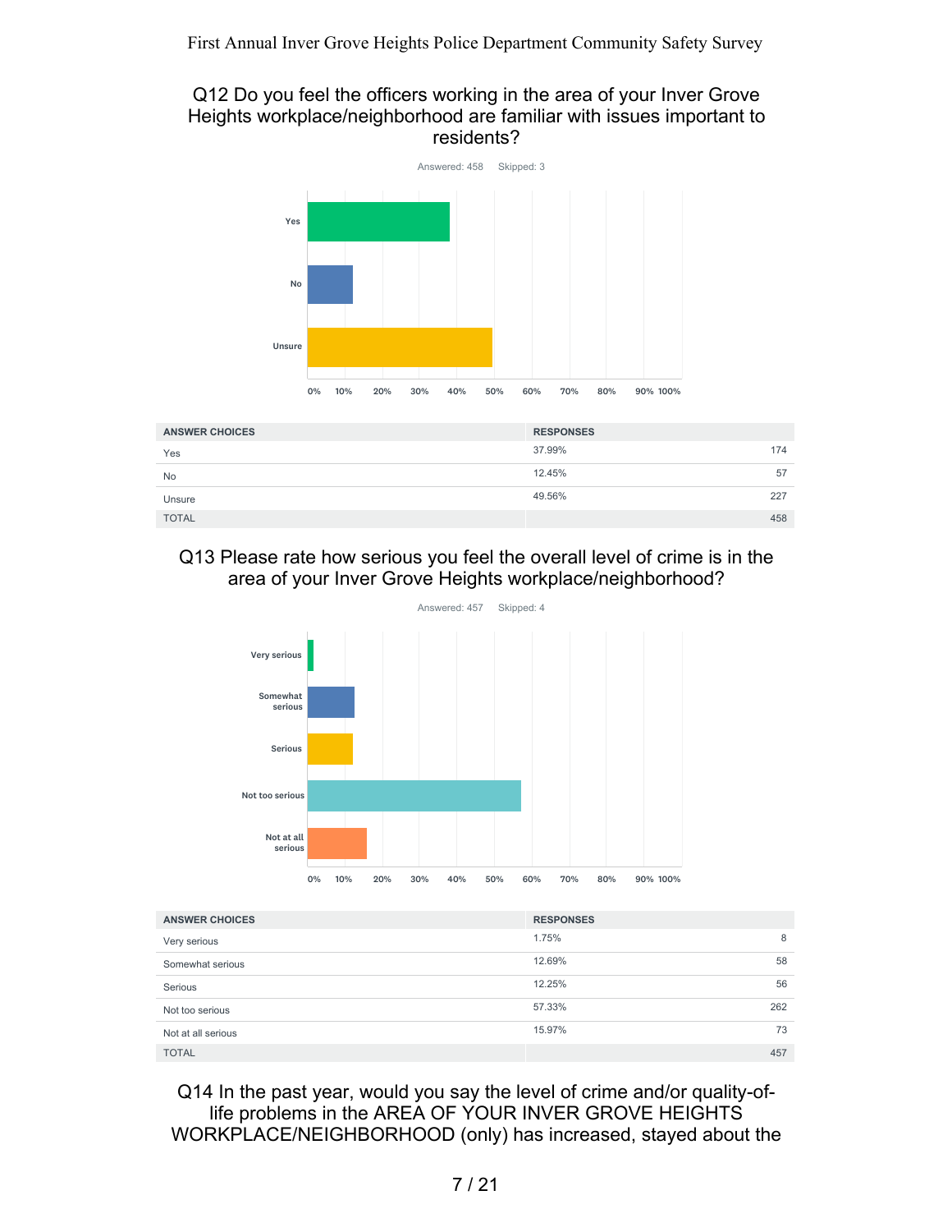## Q12 Do you feel the officers working in the area of your Inver Grove Heights workplace/neighborhood are familiar with issues important to residents?

Answered: 458    Skipped: 3

| ANSWER CHOICES | RESPONSES | |
|---|---|---|
| Yes | 37.99% | 174 |
| No | 12.45% | 57 |
| Unsure | 49.56% | 227 |
| TOTAL | | 458 |

## Q13 Please rate how serious you feel the overall level of crime is in the area of your Inver Grove Heights workplace/neighborhood?

Answered: 457    Skipped: 4

| ANSWER CHOICES | RESPONSES | |
|---|---|---|
| Very serious | 1.75% | 8 |
| Somewhat serious | 12.69% | 58 |
| Serious | 12.25% | 56 |
| Not too serious | 57.33% | 262 |
| Not at all serious | 15.97% | 73 |
| TOTAL | | 457 |

## Q14 In the past year, would you say the level of crime and/or quality-of-life problems in the AREA OF YOUR INVER GROVE HEIGHTS WORKPLACE/NEIGHBORHOOD (only) has increased, stayed about the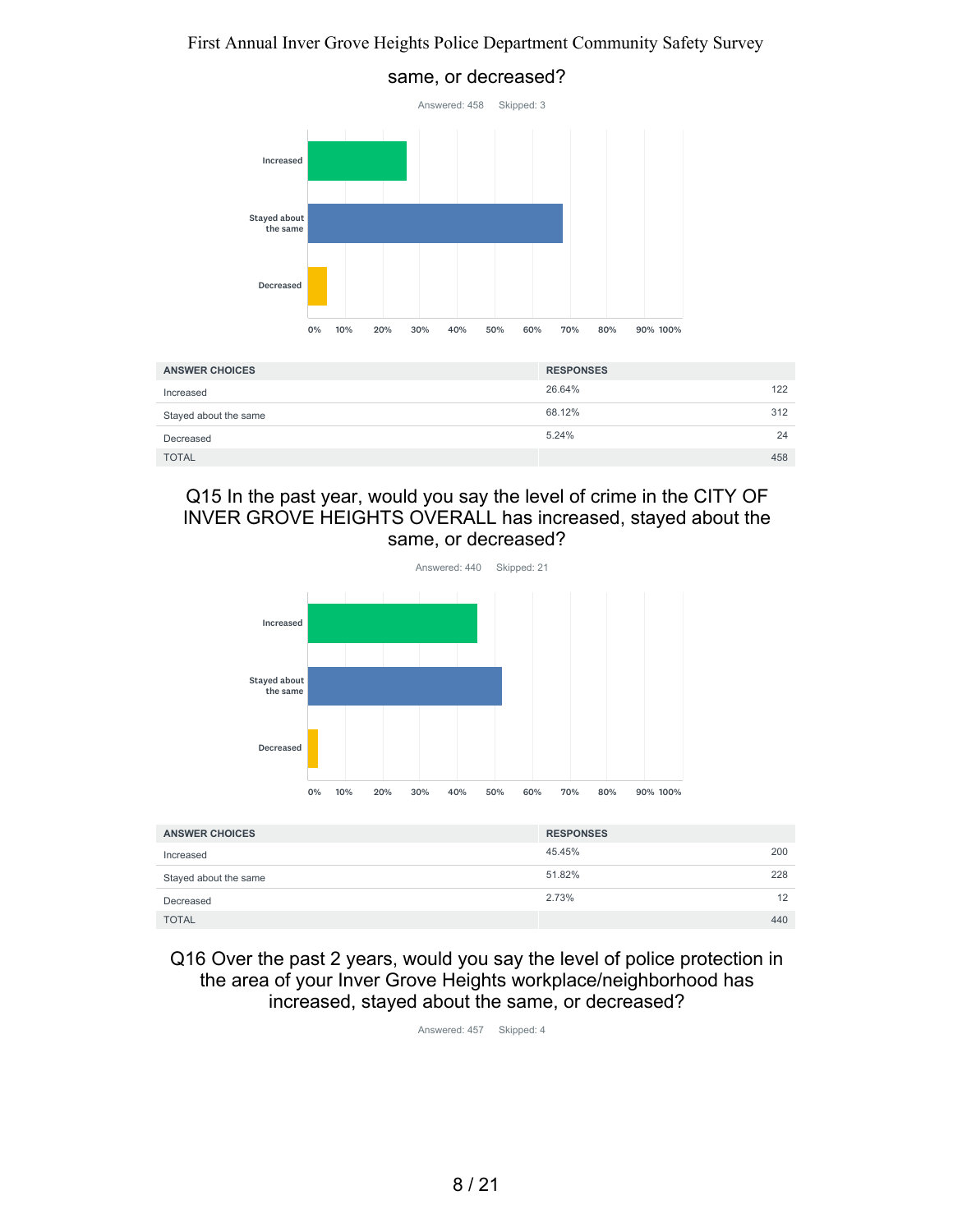same, or decreased?

Answered: 458 Skipped: 3

| ANSWER CHOICES | RESPONSES | |
|---|---|---|
| Increased | 26.64% | 122 |
| Stayed about the same | 68.12% | 312 |
| Decreased | 5.24% | 24 |
| TOTAL | | 458 |

## Q15 In the past year, would you say the level of crime in the CITY OF INVER GROVE HEIGHTS OVERALL has increased, stayed about the same, or decreased?

Answered: 440 Skipped: 21

| ANSWER CHOICES | RESPONSES | |
|---|---|---|
| Increased | 45.45% | 200 |
| Stayed about the same | 51.82% | 228 |
| Decreased | 2.73% | 12 |
| TOTAL | | 440 |

## Q16 Over the past 2 years, would you say the level of police protection in the area of your Inver Grove Heights workplace/neighborhood has increased, stayed about the same, or decreased?

Answered: 457 Skipped: 4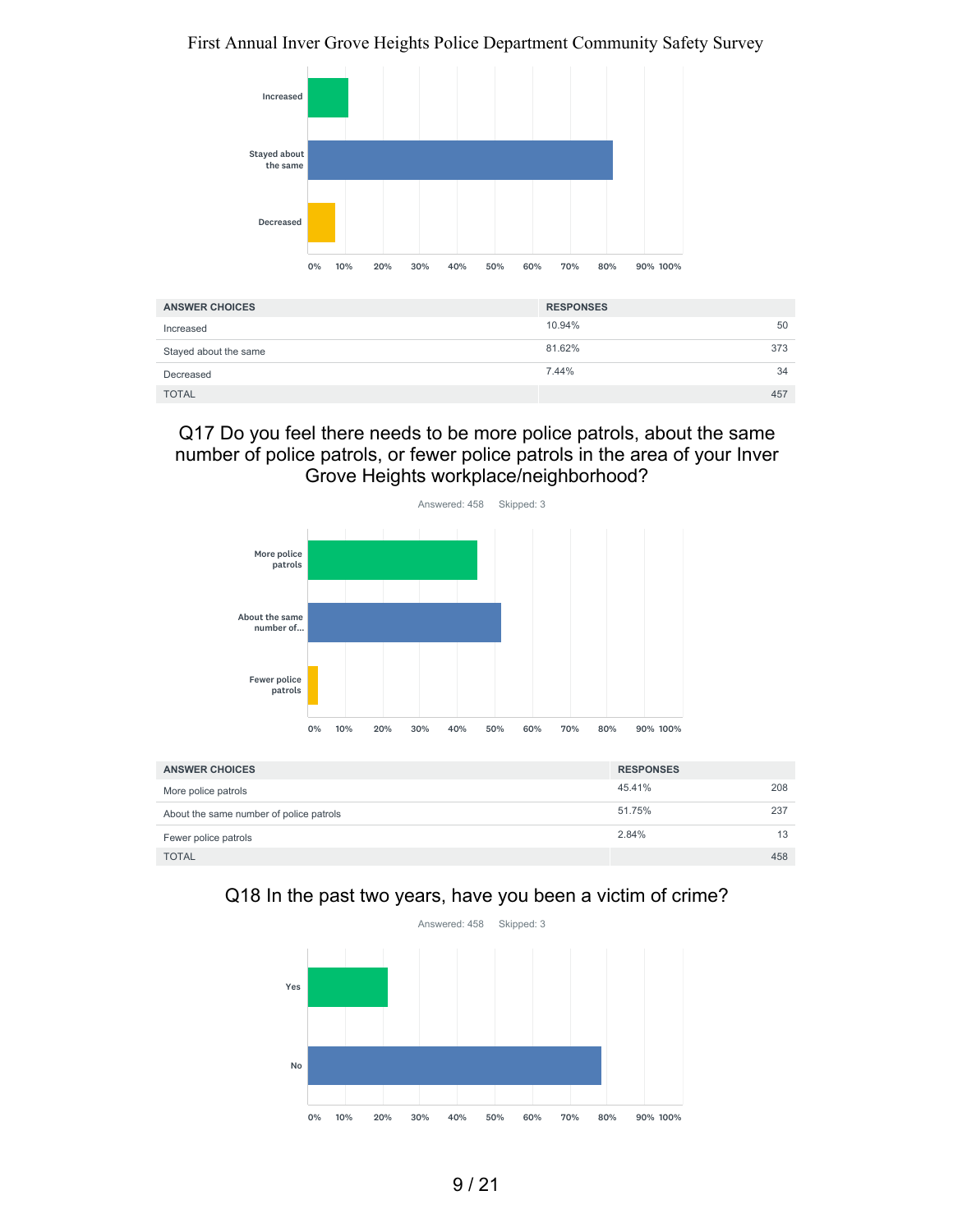| ANSWER CHOICES | RESPONSES | |
|---|---|---|
| Increased | 10.94% | 50 |
| Stayed about the same | 81.62% | 373 |
| Decreased | 7.44% | 34 |
| TOTAL | | 457 |

## Q17 Do you feel there needs to be more police patrols, about the same number of police patrols, or fewer police patrols in the area of your Inver Grove Heights workplace/neighborhood?

Answered: 458 Skipped: 3

| ANSWER CHOICES | RESPONSES | |
|---|---|---|
| More police patrols | 45.41% | 208 |
| About the same number of police patrols | 51.75% | 237 |
| Fewer police patrols | 2.84% | 13 |
| TOTAL | | 458 |

## Q18 In the past two years, have you been a victim of crime?

Answered: 458 Skipped: 3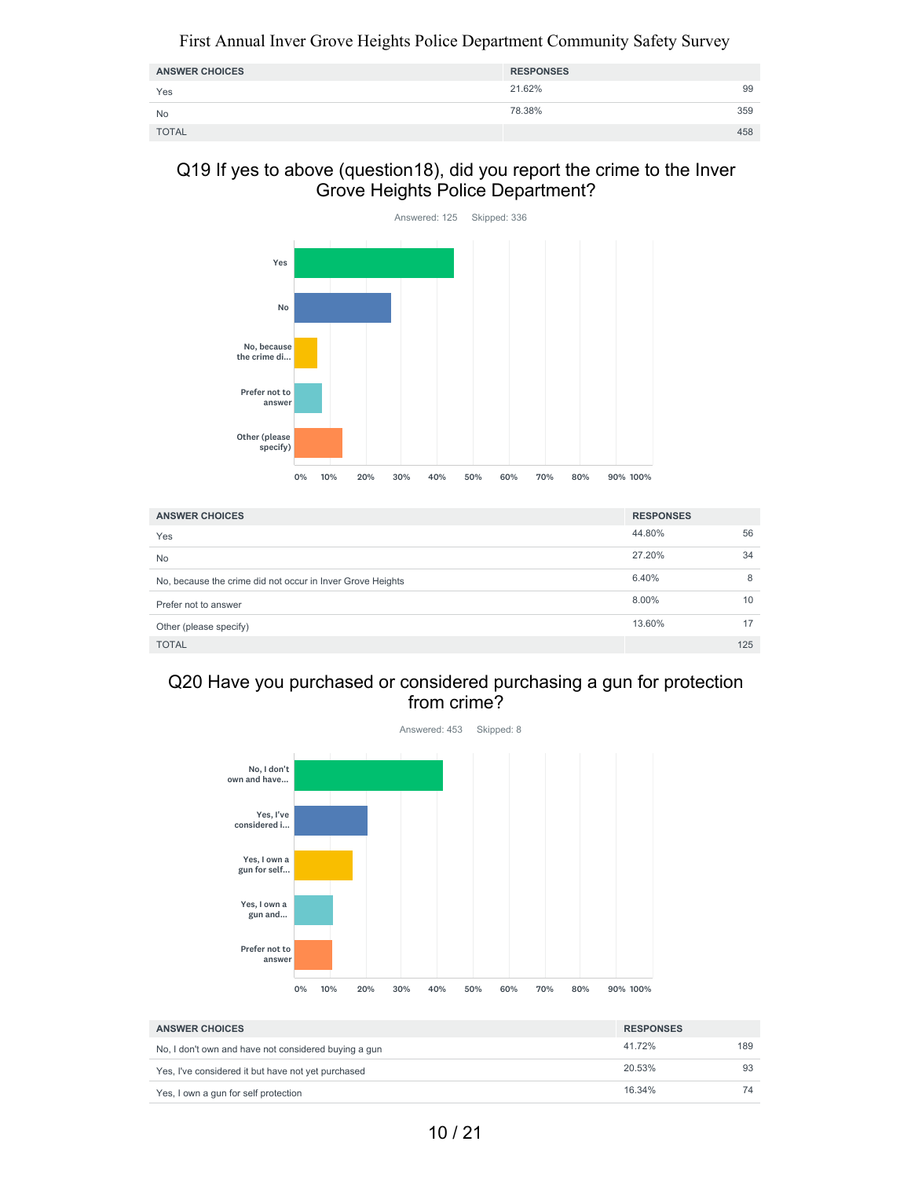| ANSWER CHOICES | RESPONSES | |
|---|---|---|
| Yes | 21.62% | 99 |
| No | 78.38% | 359 |
| TOTAL | | 458 |

## Q19 If yes to above (question18), did you report the crime to the Inver Grove Heights Police Department?

Answered: 125 Skipped: 336

| ANSWER CHOICES | RESPONSES | |
|---|---|---|
| Yes | 44.80% | 56 |
| No | 27.20% | 34 |
| No, because the crime did not occur in Inver Grove Heights | 6.40% | 8 |
| Prefer not to answer | 8.00% | 10 |
| Other (please specify) | 13.60% | 17 |
| TOTAL | | 125 |

## Q20 Have you purchased or considered purchasing a gun for protection from crime?

Answered: 453 Skipped: 8

| ANSWER CHOICES | RESPONSES | |
|---|---|---|
| No, I don't own and have not considered buying a gun | 41.72% | 189 |
| Yes, I've considered it but have not yet purchased | 20.53% | 93 |
| Yes, I own a gun for self protection | 16.34% | 74 |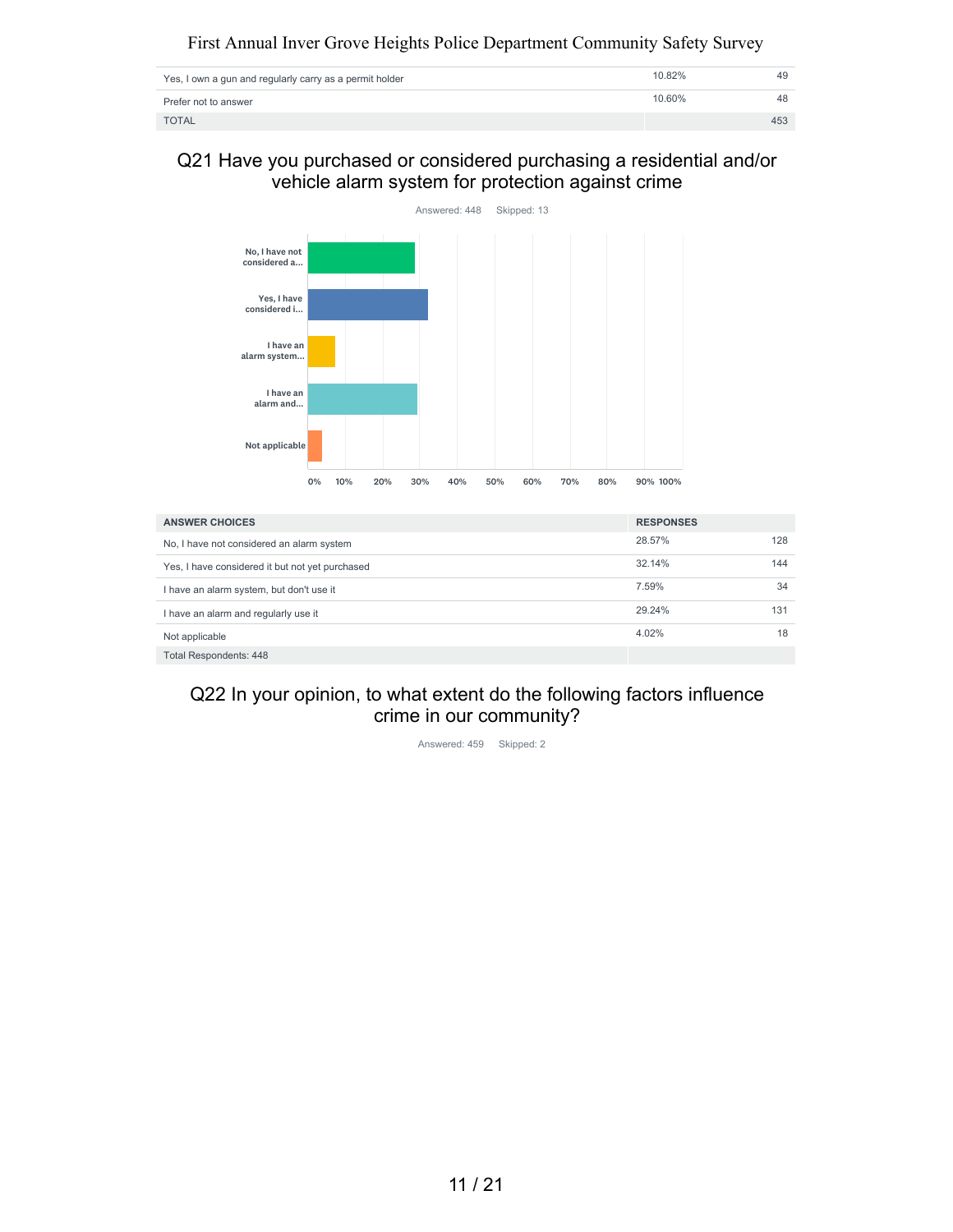| | | |
|---|---|---|
| Yes, I own a gun and regularly carry as a permit holder | 10.82% | 49 |
| Prefer not to answer | 10.60% | 48 |
| TOTAL | | 453 |

## Q21 Have you purchased or considered purchasing a residential and/or vehicle alarm system for protection against crime

Answered: 448 Skipped: 13

| ANSWER CHOICES | RESPONSES | |
|---|---|---|
| No, I have not considered an alarm system | 28.57% | 128 |
| Yes, I have considered it but not yet purchased | 32.14% | 144 |
| I have an alarm system, but don't use it | 7.59% | 34 |
| I have an alarm and regularly use it | 29.24% | 131 |
| Not applicable | 4.02% | 18 |
| Total Respondents: 448 | | |

## Q22 In your opinion, to what extent do the following factors influence crime in our community?

Answered: 459 Skipped: 2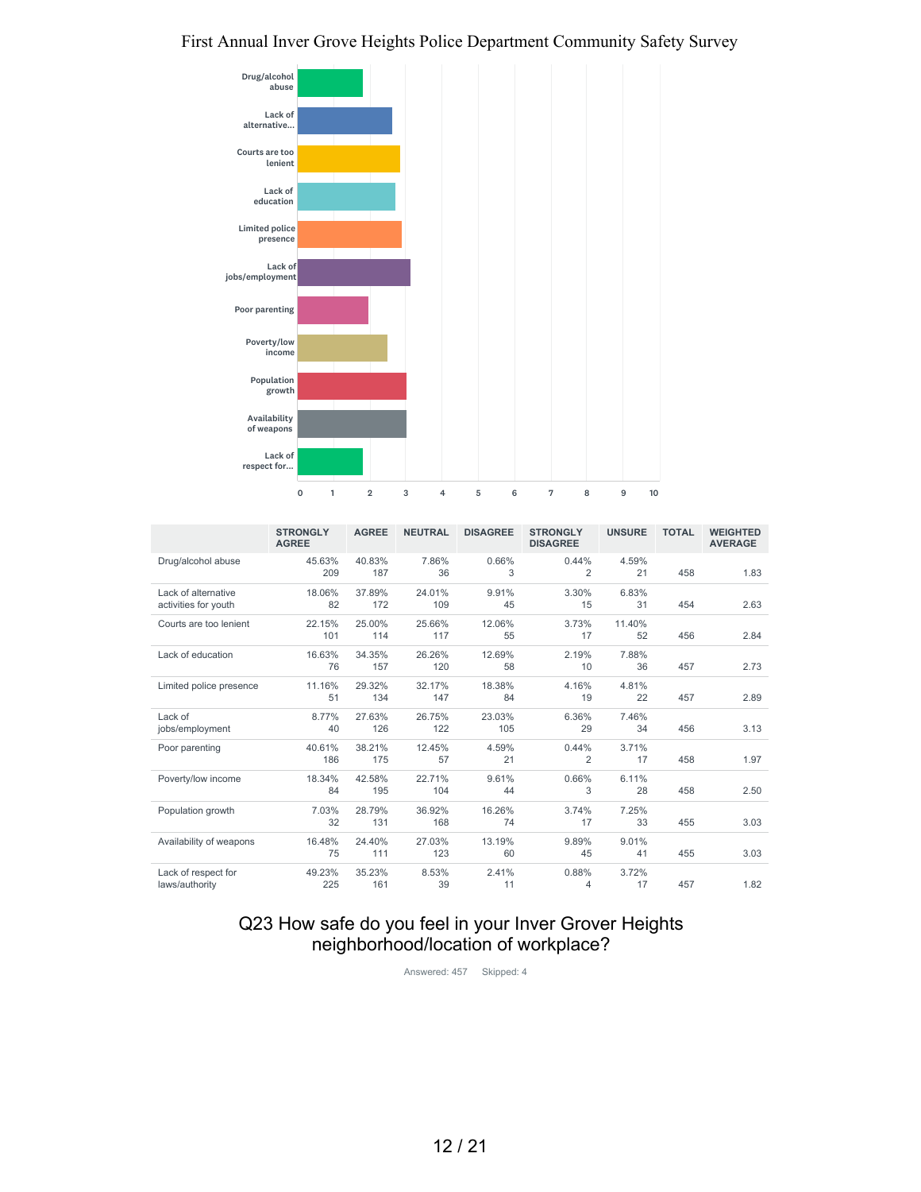First Annual Inver Grove Heights Police Department Community Safety Survey

| | STRONGLY AGREE | AGREE | NEUTRAL | DISAGREE | STRONGLY DISAGREE | UNSURE | TOTAL | WEIGHTED AVERAGE |
|---|---|---|---|---|---|---|---|---|
| Drug/alcohol abuse | 45.63% 209 | 40.83% 187 | 7.86% 36 | 0.66% 3 | 0.44% 2 | 4.59% 21 | 458 | 1.83 |
| Lack of alternative activities for youth | 18.06% 82 | 37.89% 172 | 24.01% 109 | 9.91% 45 | 3.30% 15 | 6.83% 31 | 454 | 2.63 |
| Courts are too lenient | 22.15% 101 | 25.00% 114 | 25.66% 117 | 12.06% 55 | 3.73% 17 | 11.40% 52 | 456 | 2.84 |
| Lack of education | 16.63% 76 | 34.35% 157 | 26.26% 120 | 12.69% 58 | 2.19% 10 | 7.88% 36 | 457 | 2.73 |
| Limited police presence | 11.16% 51 | 29.32% 134 | 32.17% 147 | 18.38% 84 | 4.16% 19 | 4.81% 22 | 457 | 2.89 |
| Lack of jobs/employment | 8.77% 40 | 27.63% 126 | 26.75% 122 | 23.03% 105 | 6.36% 29 | 7.46% 34 | 456 | 3.13 |
| Poor parenting | 40.61% 186 | 38.21% 175 | 12.45% 57 | 4.59% 21 | 0.44% 2 | 3.71% 17 | 458 | 1.97 |
| Poverty/low income | 18.34% 84 | 42.58% 195 | 22.71% 104 | 9.61% 44 | 0.66% 3 | 6.11% 28 | 458 | 2.50 |
| Population growth | 7.03% 32 | 28.79% 131 | 36.92% 168 | 16.26% 74 | 3.74% 17 | 7.25% 33 | 455 | 3.03 |
| Availability of weapons | 16.48% 75 | 24.40% 111 | 27.03% 123 | 13.19% 60 | 9.89% 45 | 9.01% 41 | 455 | 3.03 |
| Lack of respect for laws/authority | 49.23% 225 | 35.23% 161 | 8.53% 39 | 2.41% 11 | 0.88% 4 | 3.72% 17 | 457 | 1.82 |

## Q23 How safe do you feel in your Inver Grover Heights neighborhood/location of workplace?

Answered: 457 Skipped: 4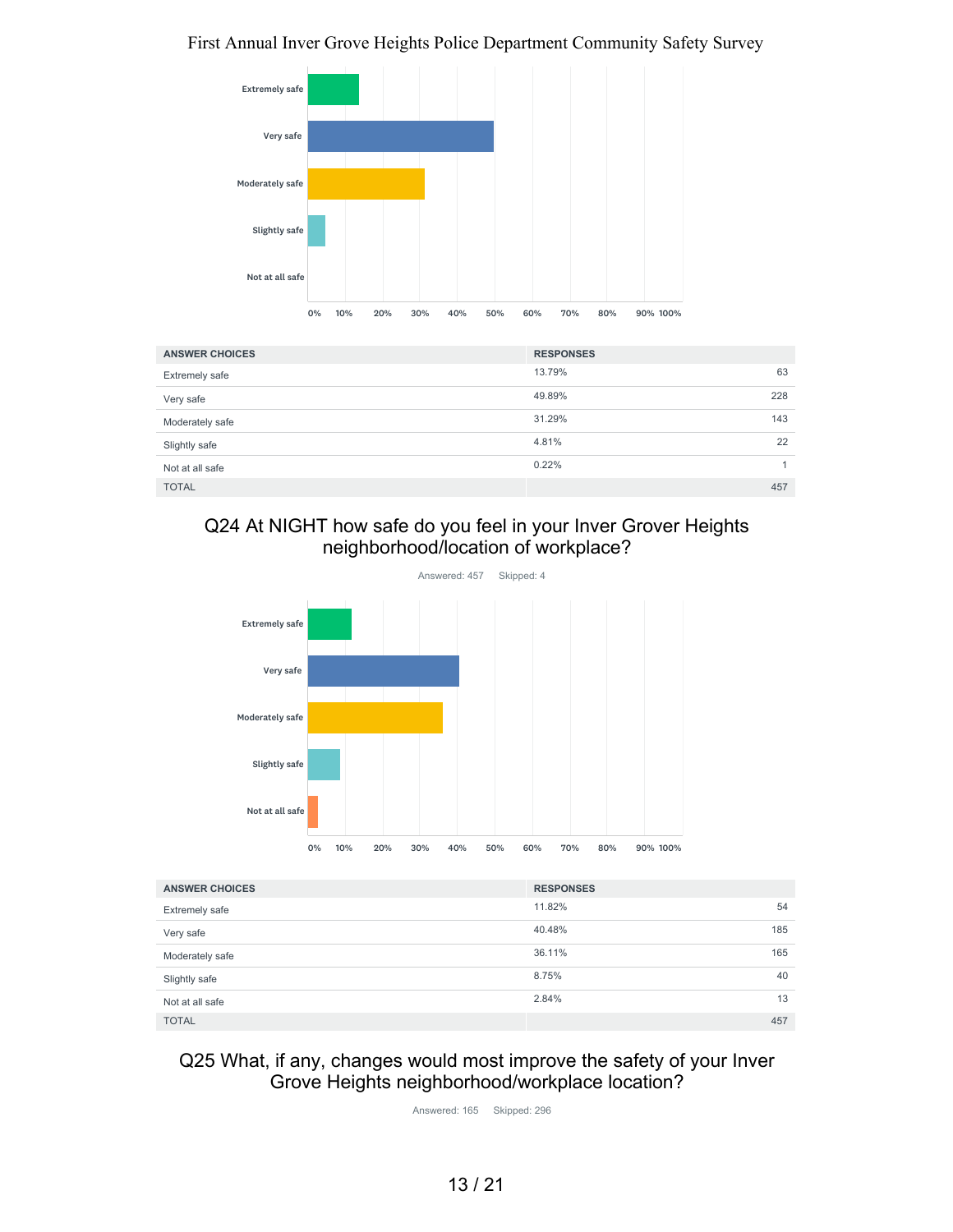| ANSWER CHOICES | RESPONSES | |
|---|---|---|
| Extremely safe | 13.79% | 63 |
| Very safe | 49.89% | 228 |
| Moderately safe | 31.29% | 143 |
| Slightly safe | 4.81% | 22 |
| Not at all safe | 0.22% | 1 |
| TOTAL | | 457 |

## Q24 At NIGHT how safe do you feel in your Inver Grover Heights neighborhood/location of workplace?

Answered: 457 Skipped: 4

| ANSWER CHOICES | RESPONSES | |
|---|---|---|
| Extremely safe | 11.82% | 54 |
| Very safe | 40.48% | 185 |
| Moderately safe | 36.11% | 165 |
| Slightly safe | 8.75% | 40 |
| Not at all safe | 2.84% | 13 |
| TOTAL | | 457 |

## Q25 What, if any, changes would most improve the safety of your Inver Grove Heights neighborhood/workplace location?

Answered: 165 Skipped: 296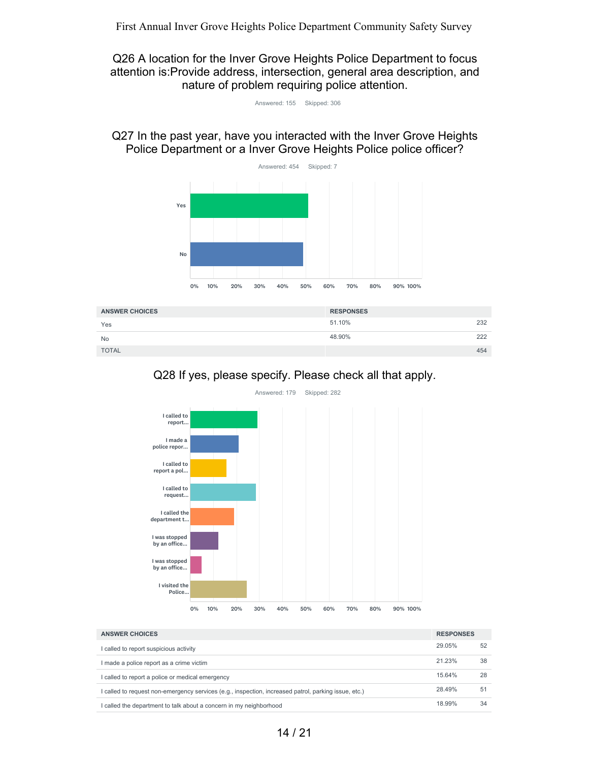## Q26 A location for the Inver Grove Heights Police Department to focus attention is:Provide address, intersection, general area description, and nature of problem requiring police attention.

Answered: 155 Skipped: 306

## Q27 In the past year, have you interacted with the Inver Grove Heights Police Department or a Inver Grove Heights Police police officer?

Answered: 454 Skipped: 7

| ANSWER CHOICES | RESPONSES | |
|---|---|---|
| Yes | 51.10% | 232 |
| No | 48.90% | 222 |
| TOTAL | | 454 |

## Q28 If yes, please specify. Please check all that apply.

Answered: 179 Skipped: 282

| ANSWER CHOICES | RESPONSES | |
|---|---|---|
| I called to report suspicious activity | 29.05% | 52 |
| I made a police report as a crime victim | 21.23% | 38 |
| I called to report a police or medical emergency | 15.64% | 28 |
| I called to request non-emergency services (e.g., inspection, increased patrol, parking issue, etc.) | 28.49% | 51 |
| I called the department to talk about a concern in my neighborhood | 18.99% | 34 |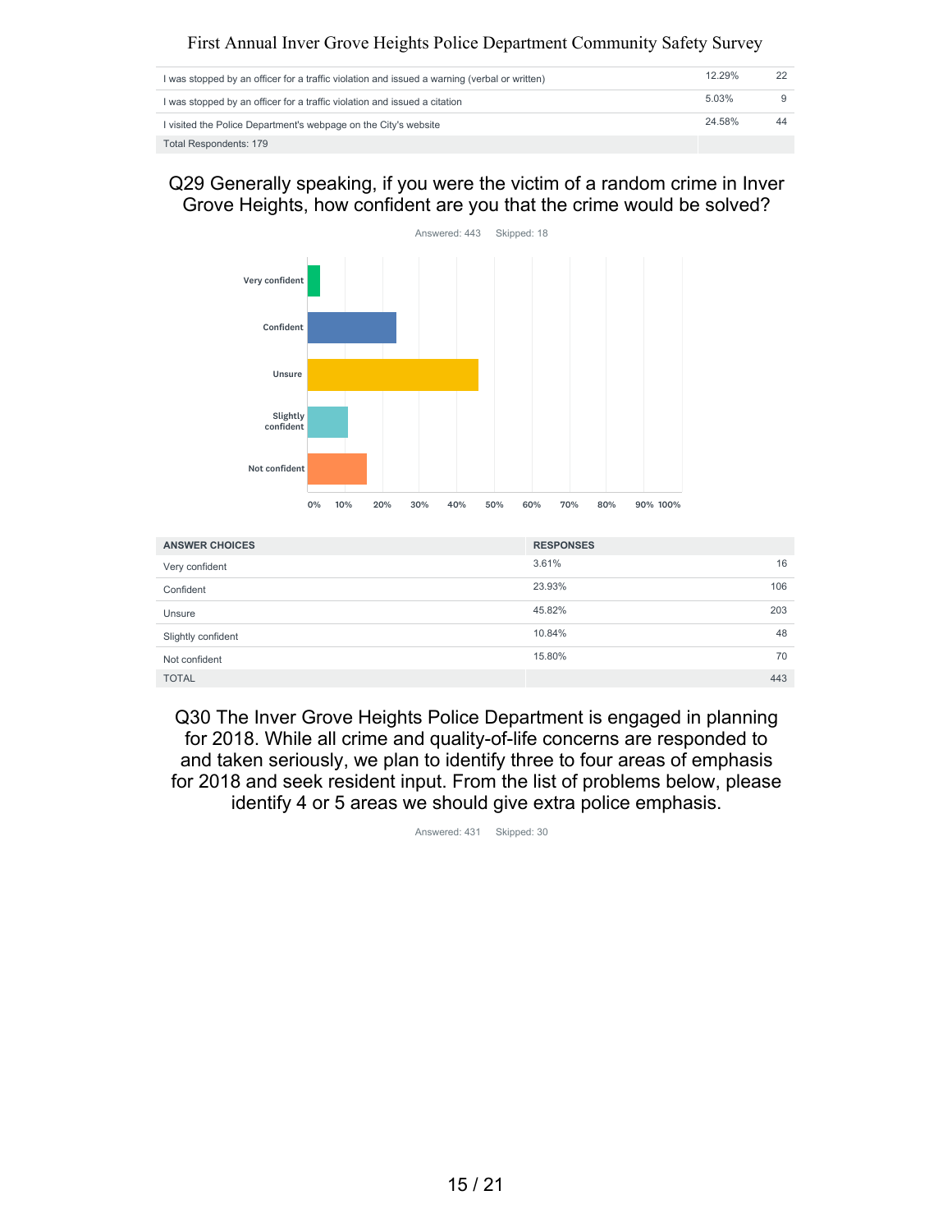| | | |
|---|---|---|
| I was stopped by an officer for a traffic violation and issued a warning (verbal or written) | 12.29% | 22 |
| I was stopped by an officer for a traffic violation and issued a citation | 5.03% | 9 |
| I visited the Police Department's webpage on the City's website | 24.58% | 44 |
| Total Respondents: 179 | | |

## Q29 Generally speaking, if you were the victim of a random crime in Inver Grove Heights, how confident are you that the crime would be solved?

Answered: 443 Skipped: 18

| ANSWER CHOICES | RESPONSES | |
|---|---|---|
| Very confident | 3.61% | 16 |
| Confident | 23.93% | 106 |
| Unsure | 45.82% | 203 |
| Slightly confident | 10.84% | 48 |
| Not confident | 15.80% | 70 |
| TOTAL | | 443 |

## Q30 The Inver Grove Heights Police Department is engaged in planning for 2018. While all crime and quality-of-life concerns are responded to and taken seriously, we plan to identify three to four areas of emphasis for 2018 and seek resident input. From the list of problems below, please identify 4 or 5 areas we should give extra police emphasis.

Answered: 431 Skipped: 30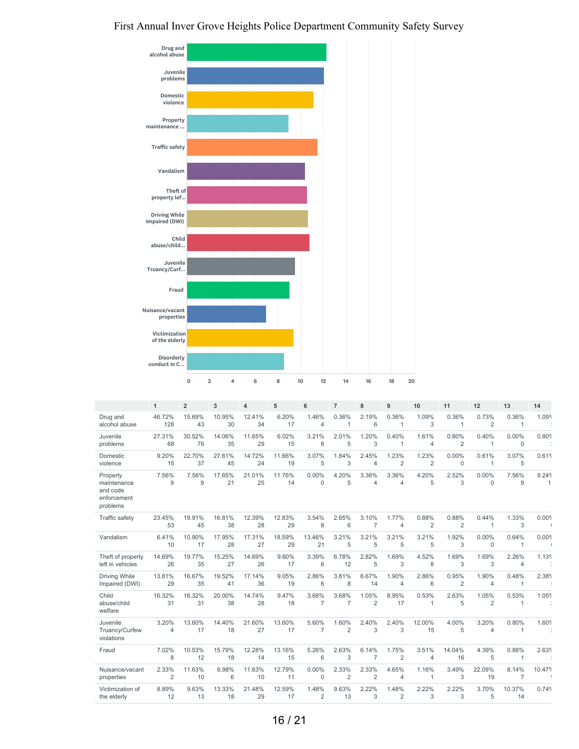First Annual Inver Grove Heights Police Department Community Safety Survey

| | 1 | 2 | 3 | 4 | 5 | 6 | 7 | 8 | 9 | 10 | 11 | 12 | 13 | 14 |
|---|---|---|---|---|---|---|---|---|---|---|---|---|---|---|
| Drug and alcohol abuse | 46.72% 128 | 15.69% 43 | 10.95% 30 | 12.41% 34 | 6.20% 17 | 1.46% 4 | 0.36% 1 | 2.19% 6 | 0.36% 1 | 1.09% 3 | 0.36% 1 | 0.73% 2 | 0.36% 1 | 1.09% |
| Juvenile problems | 27.31% 68 | 30.52% 76 | 14.06% 35 | 11.65% 29 | 6.02% 15 | 3.21% 8 | 2.01% 5 | 1.20% 3 | 0.40% 1 | 1.61% 4 | 0.80% 2 | 0.40% 1 | 0.00% 0 | 0.80% |
| Domestic violence | 9.20% 15 | 22.70% 37 | 27.61% 45 | 14.72% 24 | 11.66% 19 | 3.07% 5 | 1.84% 3 | 2.45% 4 | 1.23% 2 | 1.23% 2 | 0.00% 0 | 0.61% 1 | 3.07% 5 | 0.61% |
| Property maintenance and code enforcement problems | 7.56% 9 | 7.56% 9 | 17.65% 21 | 21.01% 25 | 11.76% 14 | 0.00% 0 | 4.20% 5 | 3.36% 4 | 3.36% 4 | 4.20% 5 | 2.52% 3 | 0.00% 0 | 7.56% 9 | 9.24% 1 |
| Traffic safety | 23.45% 53 | 19.91% 45 | 16.81% 38 | 12.39% 28 | 12.83% 29 | 3.54% 8 | 2.65% 6 | 3.10% 7 | 1.77% 4 | 0.88% 2 | 0.88% 2 | 0.44% 1 | 1.33% 3 | 0.00% |
| Vandalism | 6.41% 10 | 10.90% 17 | 17.95% 28 | 17.31% 27 | 18.59% 29 | 13.46% 21 | 3.21% 5 | 3.21% 5 | 3.21% 5 | 3.21% 5 | 1.92% 3 | 0.00% 0 | 0.64% 1 | 0.00% |
| Theft of property left in vehicles | 14.69% 26 | 19.77% 35 | 15.25% 27 | 14.69% 26 | 9.60% 17 | 3.39% 6 | 6.78% 12 | 2.82% 5 | 1.69% 3 | 4.52% 8 | 1.69% 3 | 1.69% 3 | 2.26% 4 | 1.13% |
| Driving While Impaired (DWI) | 13.81% 29 | 16.67% 35 | 19.52% 41 | 17.14% 36 | 9.05% 19 | 2.86% 6 | 3.81% 8 | 6.67% 14 | 1.90% 4 | 2.86% 6 | 0.95% 2 | 1.90% 4 | 0.48% 1 | 2.38% |
| Child abuse/child welfare | 16.32% 31 | 16.32% 31 | 20.00% 38 | 14.74% 28 | 9.47% 18 | 3.68% 7 | 3.68% 7 | 1.05% 2 | 8.95% 17 | 0.53% 1 | 2.63% 5 | 1.05% 2 | 0.53% 1 | 1.05% |
| Juvenile Truancy/Curfew violations | 3.20% 4 | 13.60% 17 | 14.40% 18 | 21.60% 27 | 13.60% 17 | 5.60% 7 | 1.60% 2 | 2.40% 3 | 2.40% 3 | 12.00% 15 | 4.00% 5 | 3.20% 4 | 0.80% 1 | 1.60% |
| Fraud | 7.02% 8 | 10.53% 12 | 15.79% 18 | 12.28% 14 | 13.16% 15 | 5.26% 6 | 2.63% 3 | 6.14% 7 | 1.75% 2 | 3.51% 4 | 14.04% 16 | 4.39% 5 | 0.88% 1 | 2.63% |
| Nuisance/vacant properties | 2.33% 2 | 11.63% 10 | 6.98% 6 | 11.63% 10 | 12.79% 11 | 0.00% 0 | 2.33% 2 | 2.33% 2 | 4.65% 4 | 1.16% 1 | 3.49% 3 | 22.09% 19 | 8.14% 7 | 10.47% |
| Victimization of the elderly | 8.89% 12 | 9.63% 13 | 13.33% 18 | 21.48% 29 | 12.59% 17 | 1.48% 2 | 9.63% 13 | 2.22% 3 | 1.48% 2 | 2.22% 3 | 2.22% 3 | 3.70% 5 | 10.37% 14 | 0.74% |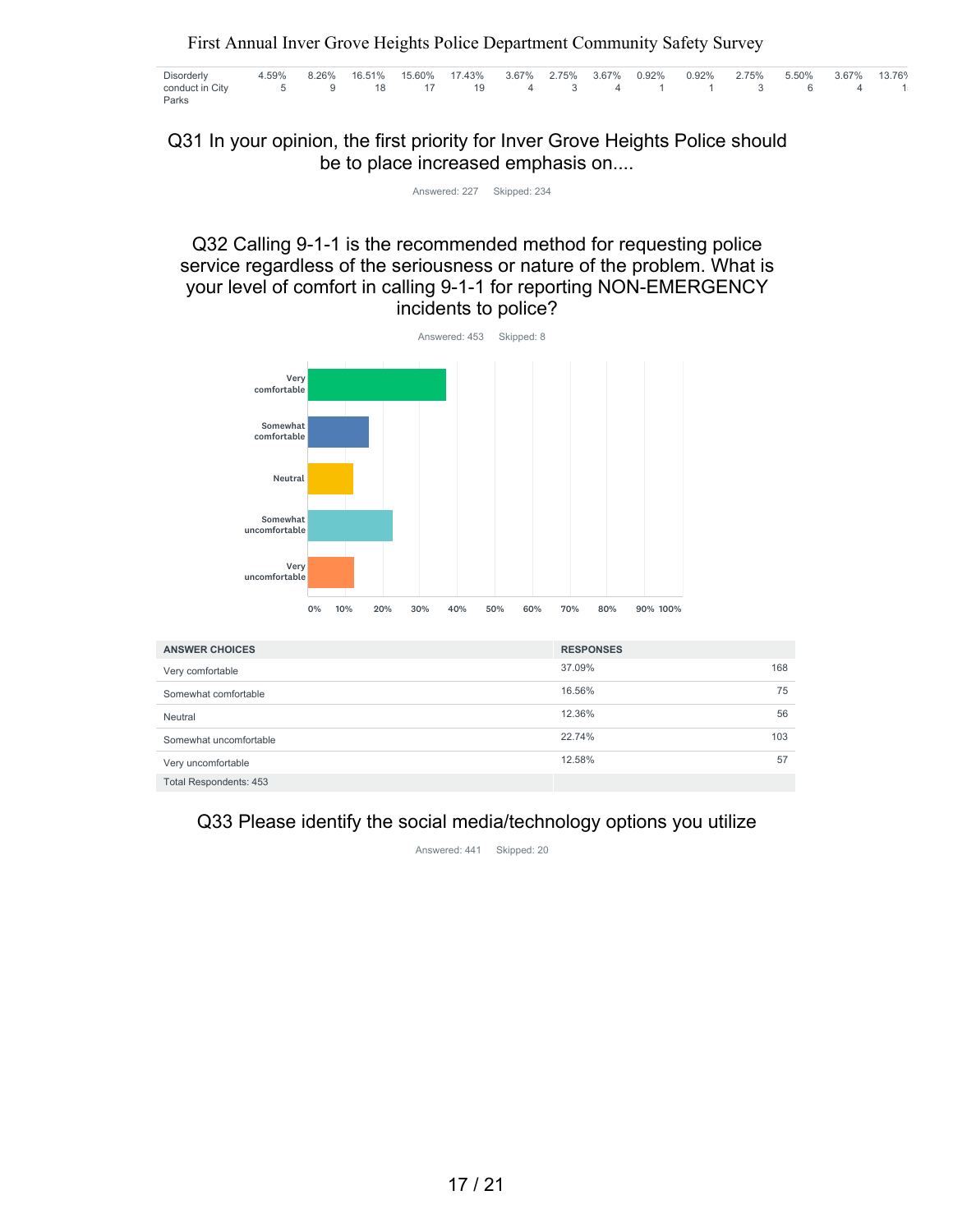| Disorderly conduct in City Parks | 4.59% 5 | 8.26% 9 | 16.51% 18 | 15.60% 17 | 17.43% 19 | 3.67% 4 | 2.75% 3 | 3.67% 4 | 0.92% 1 | 0.92% 1 | 2.75% 3 | 5.50% 6 | 3.67% 4 | 13.76% 1 |
|---|---|---|---|---|---|---|---|---|---|---|---|---|---|---|

## Q31 In your opinion, the first priority for Inver Grove Heights Police should be to place increased emphasis on....

Answered: 227 Skipped: 234

## Q32 Calling 9-1-1 is the recommended method for requesting police service regardless of the seriousness or nature of the problem. What is your level of comfort in calling 9-1-1 for reporting NON-EMERGENCY incidents to police?

Answered: 453 Skipped: 8

| ANSWER CHOICES | RESPONSES | |
|---|---|---|
| Very comfortable | 37.09% | 168 |
| Somewhat comfortable | 16.56% | 75 |
| Neutral | 12.36% | 56 |
| Somewhat uncomfortable | 22.74% | 103 |
| Very uncomfortable | 12.58% | 57 |
| Total Respondents: 453 | | |

## Q33 Please identify the social media/technology options you utilize

Answered: 441 Skipped: 20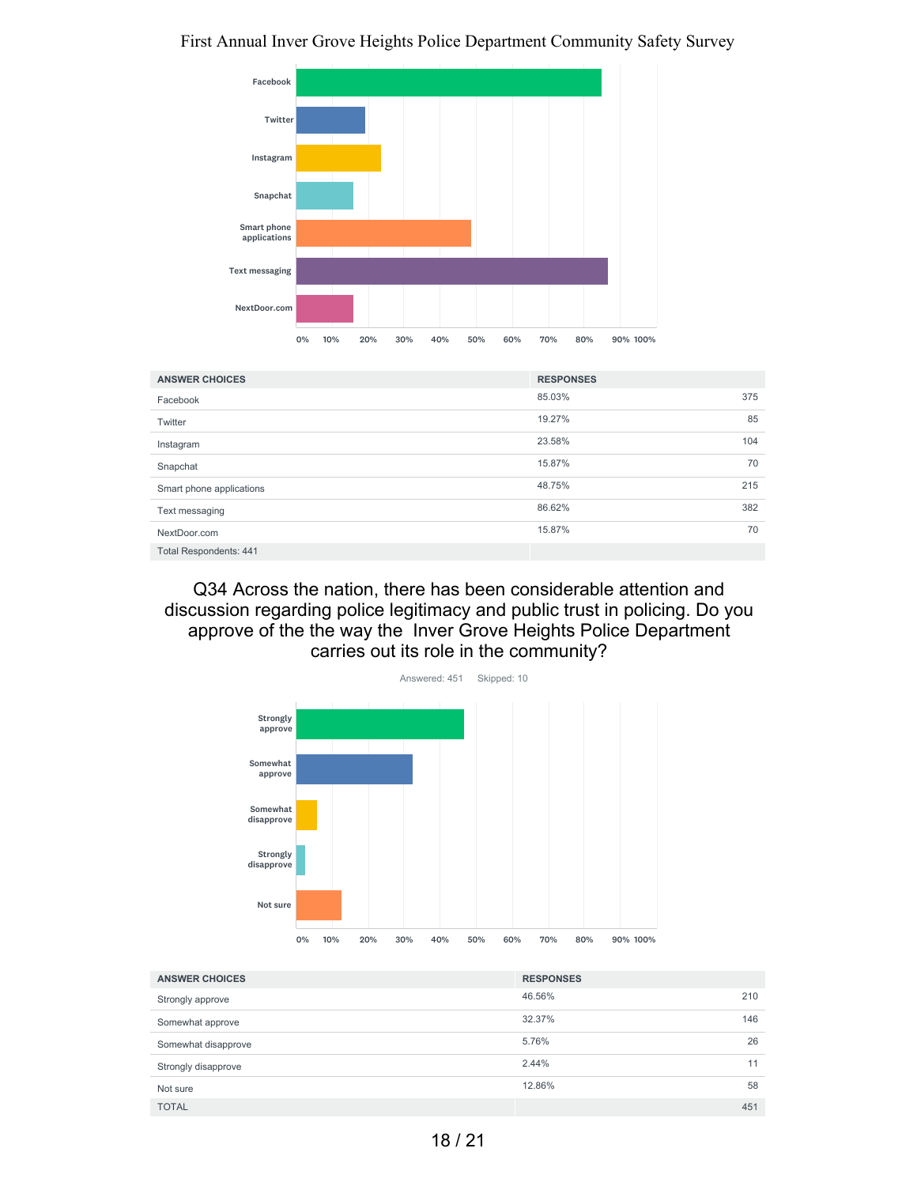| ANSWER CHOICES | RESPONSES | |
|---|---|---|
| Facebook | 85.03% | 375 |
| Twitter | 19.27% | 85 |
| Instagram | 23.58% | 104 |
| Snapchat | 15.87% | 70 |
| Smart phone applications | 48.75% | 215 |
| Text messaging | 86.62% | 382 |
| NextDoor.com | 15.87% | 70 |
| Total Respondents: 441 | | |

## Q34 Across the nation, there has been considerable attention and discussion regarding police legitimacy and public trust in policing. Do you approve of the the way the Inver Grove Heights Police Department carries out its role in the community?

Answered: 451 Skipped: 10

| ANSWER CHOICES | RESPONSES | |
|---|---|---|
| Strongly approve | 46.56% | 210 |
| Somewhat approve | 32.37% | 146 |
| Somewhat disapprove | 5.76% | 26 |
| Strongly disapprove | 2.44% | 11 |
| Not sure | 12.86% | 58 |
| TOTAL | | 451 |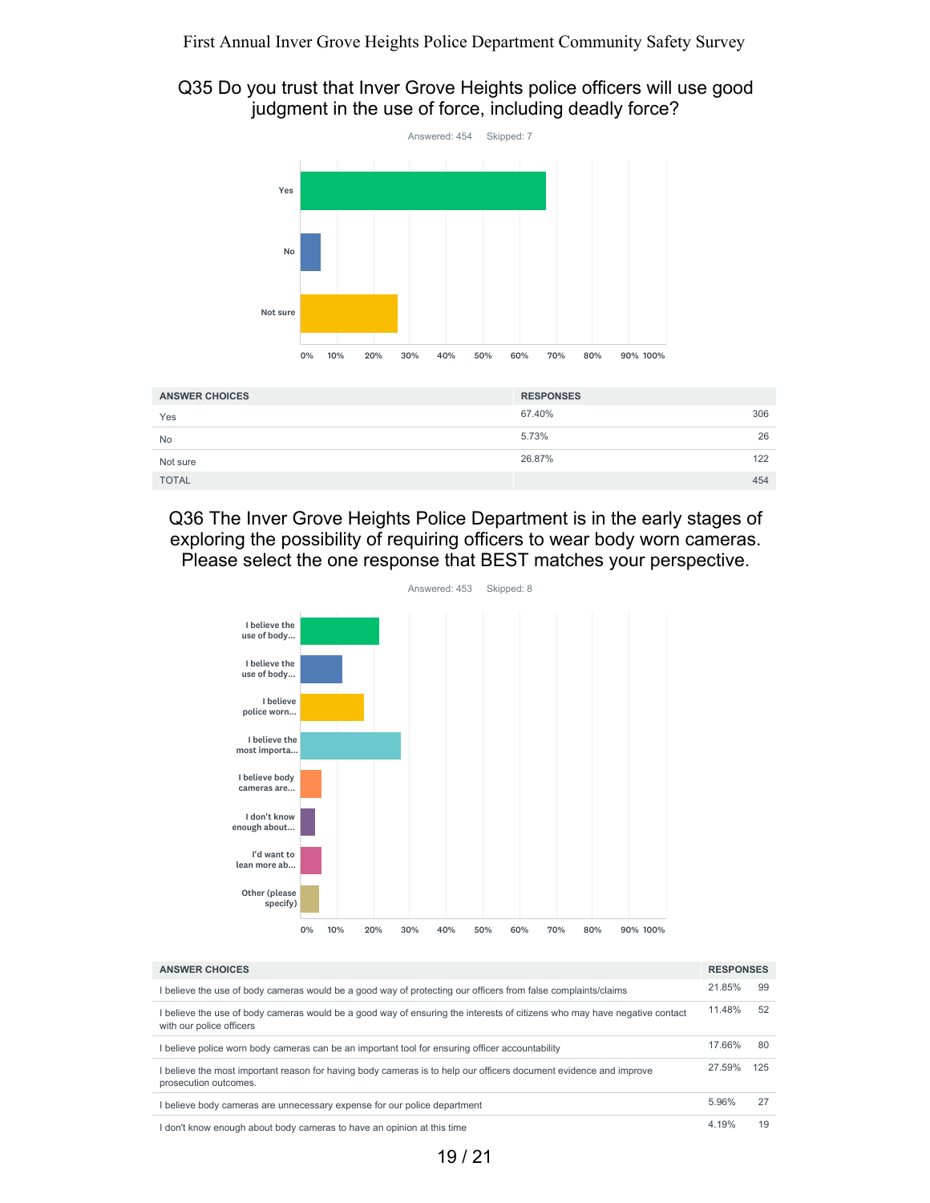## Q35 Do you trust that Inver Grove Heights police officers will use good judgment in the use of force, including deadly force?

Answered: 454 Skipped: 7

| ANSWER CHOICES | RESPONSES | |
|---|---|---|
| Yes | 67.40% | 306 |
| No | 5.73% | 26 |
| Not sure | 26.87% | 122 |
| TOTAL | | 454 |

## Q36 The Inver Grove Heights Police Department is in the early stages of exploring the possibility of requiring officers to wear body worn cameras. Please select the one response that BEST matches your perspective.

Answered: 453 Skipped: 8

| ANSWER CHOICES | RESPONSES | |
|---|---|---|
| I believe the use of body cameras would be a good way of protecting our officers from false complaints/claims | 21.85% | 99 |
| I believe the use of body cameras would be a good way of ensuring the interests of citizens who may have negative contact with our police officers | 11.48% | 52 |
| I believe police worn body cameras can be an important tool for ensuring officer accountability | 17.66% | 80 |
| I believe the most important reason for having body cameras is to help our officers document evidence and improve prosecution outcomes. | 27.59% | 125 |
| I believe body cameras are unnecessary expense for our police department | 5.96% | 27 |
| I don't know enough about body cameras to have an opinion at this time | 4.19% | 19 |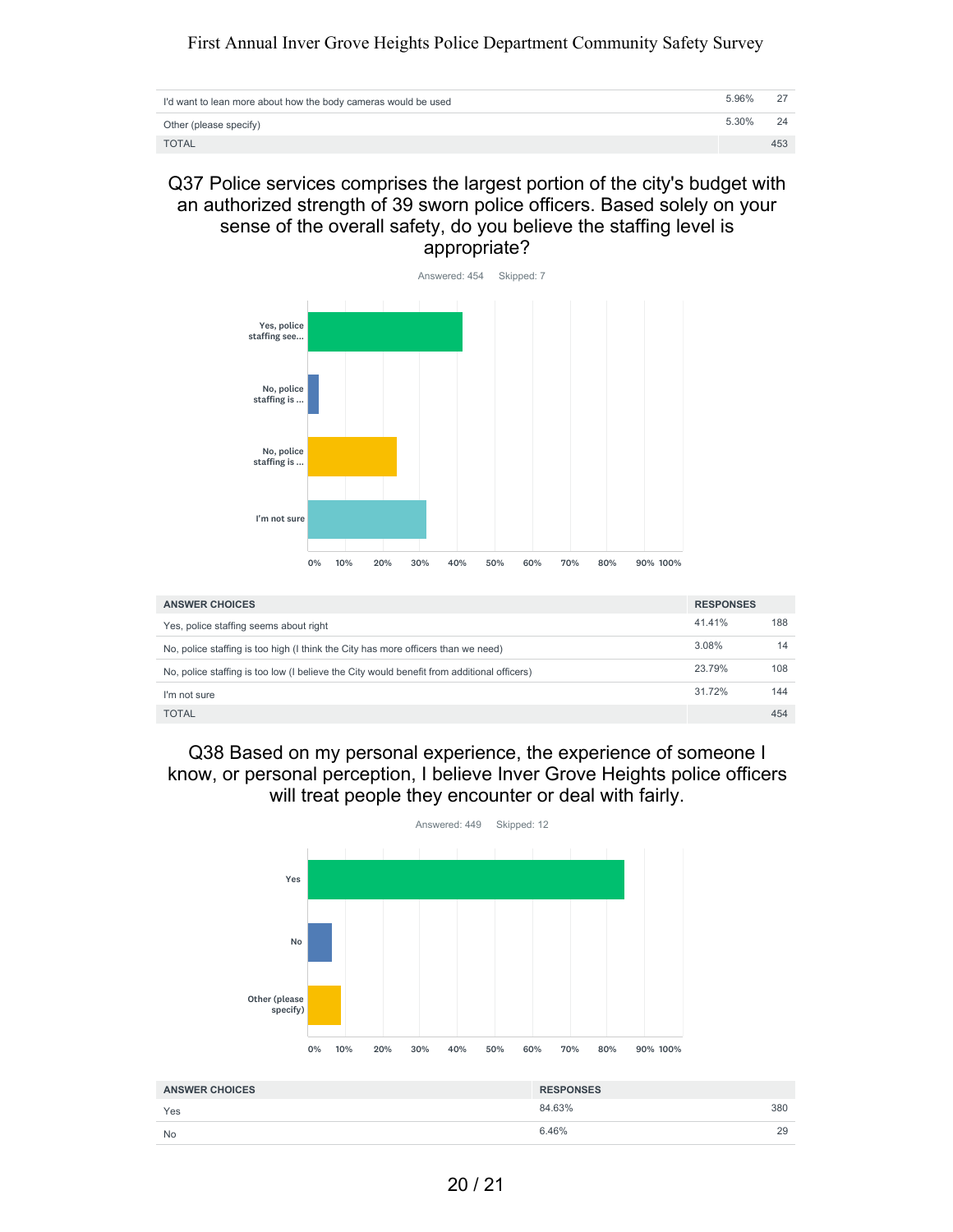| | | |
|---|---|---|
| I'd want to lean more about how the body cameras would be used | 5.96% | 27 |
| Other (please specify) | 5.30% | 24 |
| TOTAL | | 453 |

## Q37 Police services comprises the largest portion of the city's budget with an authorized strength of 39 sworn police officers. Based solely on your sense of the overall safety, do you believe the staffing level is appropriate?

Answered: 454 Skipped: 7

| ANSWER CHOICES | RESPONSES | |
|---|---|---|
| Yes, police staffing seems about right | 41.41% | 188 |
| No, police staffing is too high (I think the City has more officers than we need) | 3.08% | 14 |
| No, police staffing is too low (I believe the City would benefit from additional officers) | 23.79% | 108 |
| I'm not sure | 31.72% | 144 |
| TOTAL | | 454 |

## Q38 Based on my personal experience, the experience of someone I know, or personal perception, I believe Inver Grove Heights police officers will treat people they encounter or deal with fairly.

Answered: 449 Skipped: 12

| ANSWER CHOICES | RESPONSES | |
|---|---|---|
| Yes | 84.63% | 380 |
| No | 6.46% | 29 |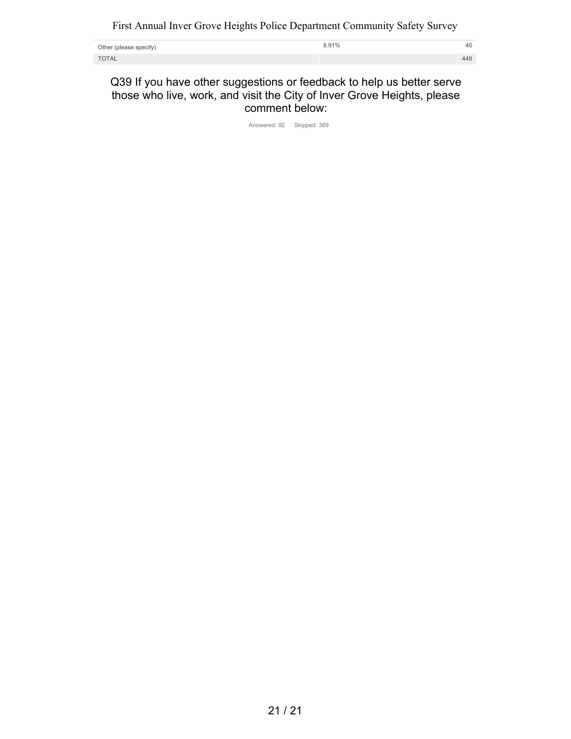| | | |
|---|---|---|
| Other (please specify) | 8.91% | 40 |
| TOTAL | | 449 |

## Q39 If you have other suggestions or feedback to help us better serve those who live, work, and visit the City of Inver Grove Heights, please comment below:

Answered: 92 Skipped: 369